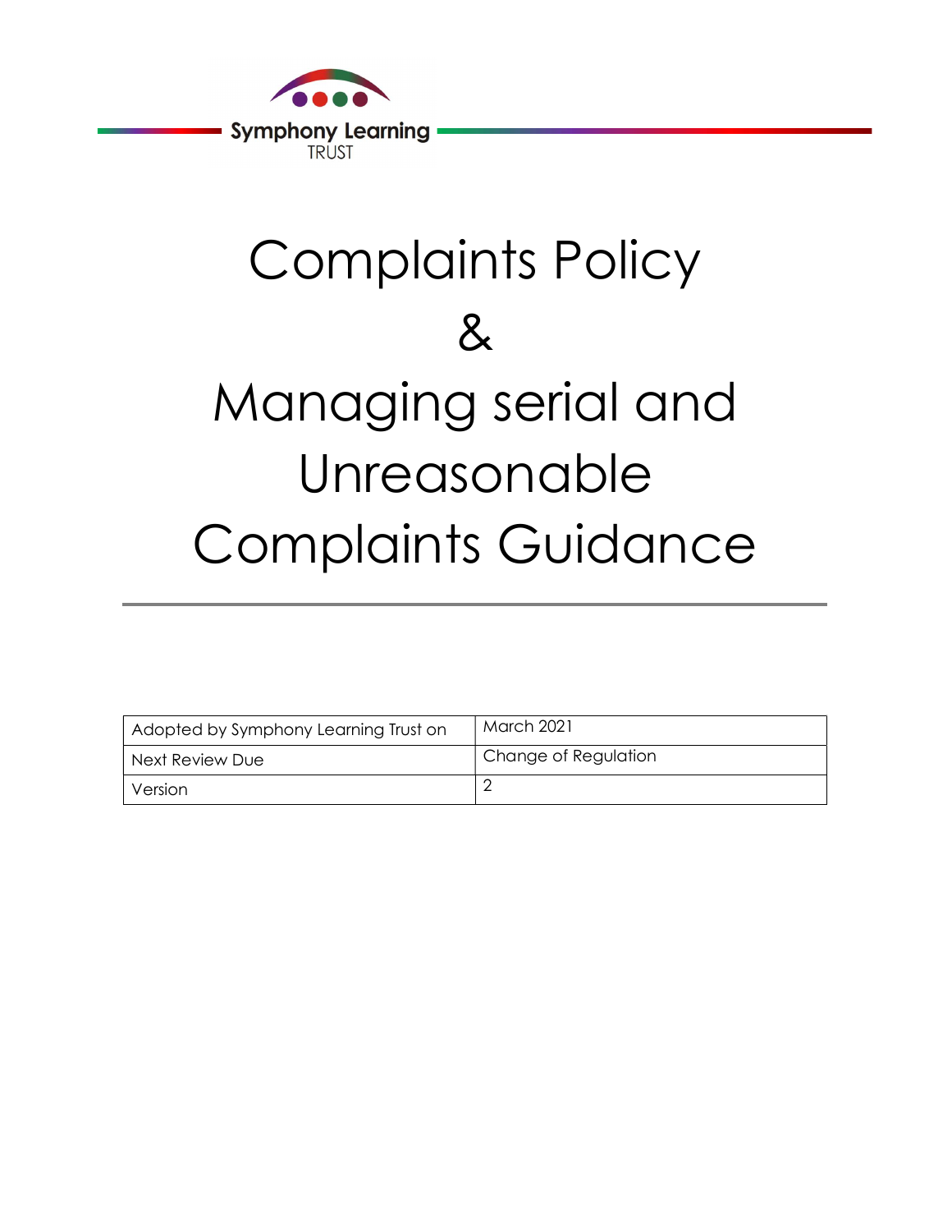Symphony Learning TRUST

# Complaints Policy & Managing serial and Unreasonable Complaints Guidance

| Adopted by Symphony Learning Trust on | March 2021 |
| --- | --- |
| Next Review Due | Change of Regulation |
| Version | 2 |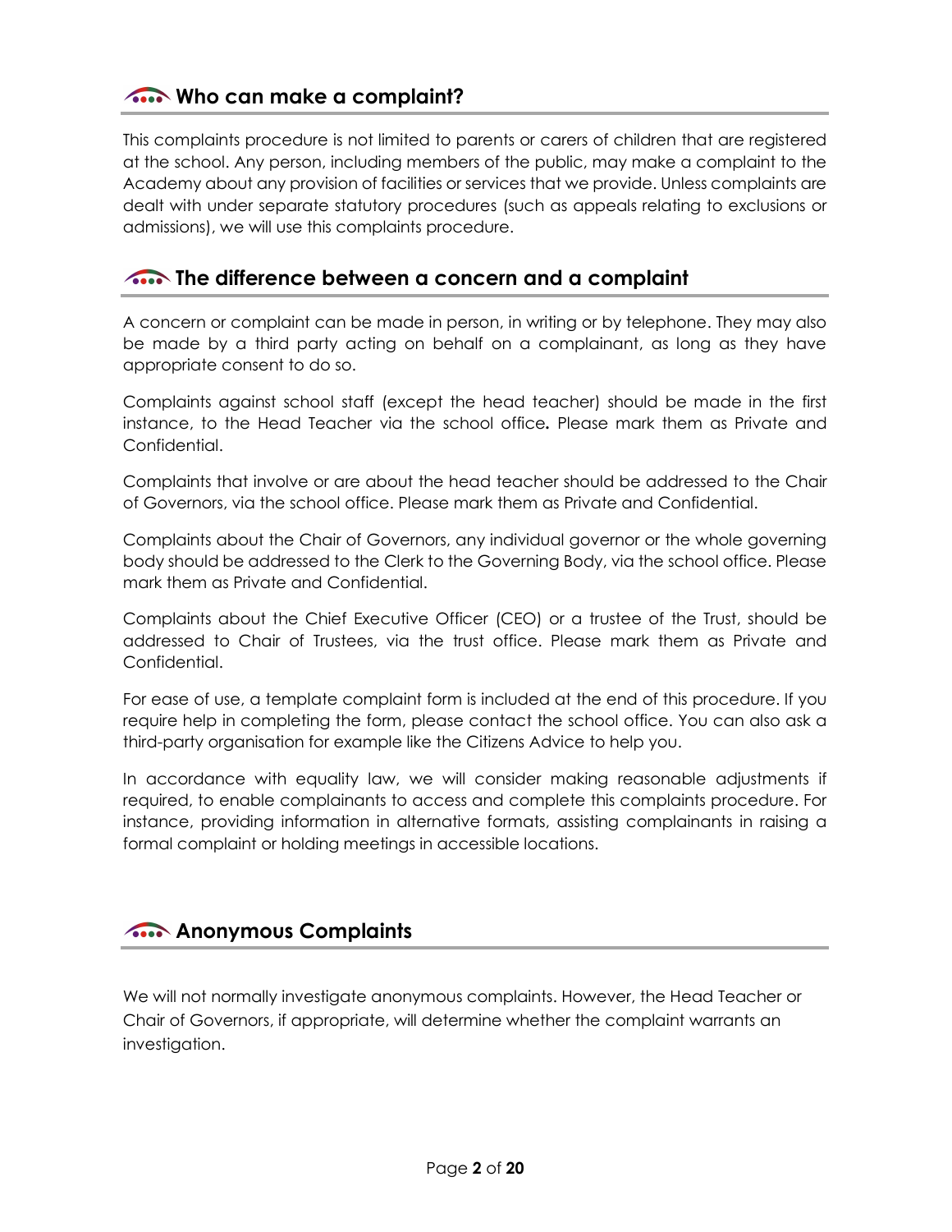## Who can make a complaint?

This complaints procedure is not limited to parents or carers of children that are registered at the school. Any person, including members of the public, may make a complaint to the Academy about any provision of facilities or services that we provide. Unless complaints are dealt with under separate statutory procedures (such as appeals relating to exclusions or admissions), we will use this complaints procedure.

## The difference between a concern and a complaint

A concern or complaint can be made in person, in writing or by telephone. They may also be made by a third party acting on behalf on a complainant, as long as they have appropriate consent to do so.

Complaints against school staff (except the head teacher) should be made in the first instance, to the Head Teacher via the school office**.** Please mark them as Private and Confidential.

Complaints that involve or are about the head teacher should be addressed to the Chair of Governors, via the school office. Please mark them as Private and Confidential.

Complaints about the Chair of Governors, any individual governor or the whole governing body should be addressed to the Clerk to the Governing Body, via the school office. Please mark them as Private and Confidential.

Complaints about the Chief Executive Officer (CEO) or a trustee of the Trust, should be addressed to Chair of Trustees, via the trust office. Please mark them as Private and Confidential.

For ease of use, a template complaint form is included at the end of this procedure. If you require help in completing the form, please contact the school office. You can also ask a third-party organisation for example like the Citizens Advice to help you.

In accordance with equality law, we will consider making reasonable adjustments if required, to enable complainants to access and complete this complaints procedure. For instance, providing information in alternative formats, assisting complainants in raising a formal complaint or holding meetings in accessible locations.

## Anonymous Complaints

We will not normally investigate anonymous complaints. However, the Head Teacher or Chair of Governors, if appropriate, will determine whether the complaint warrants an investigation.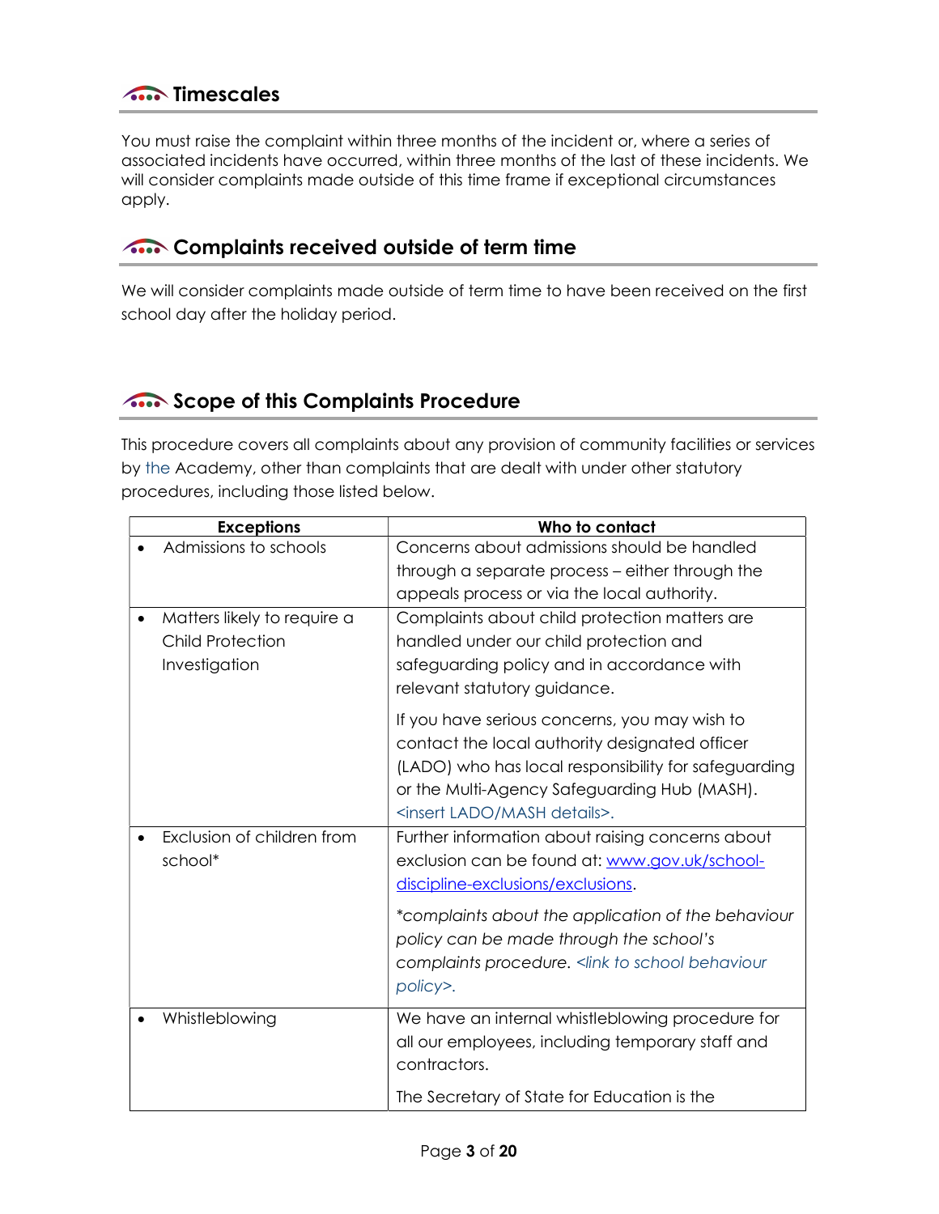## Timescales

You must raise the complaint within three months of the incident or, where a series of associated incidents have occurred, within three months of the last of these incidents. We will consider complaints made outside of this time frame if exceptional circumstances apply.

## Complaints received outside of term time

We will consider complaints made outside of term time to have been received on the first school day after the holiday period.

## Scope of this Complaints Procedure

This procedure covers all complaints about any provision of community facilities or services by the Academy, other than complaints that are dealt with under other statutory procedures, including those listed below.

| Exceptions | Who to contact |
|---|---|
| • Admissions to schools | Concerns about admissions should be handled through a separate process – either through the appeals process or via the local authority. |
| • Matters likely to require a Child Protection Investigation | Complaints about child protection matters are handled under our child protection and safeguarding policy and in accordance with relevant statutory guidance.<br><br>If you have serious concerns, you may wish to contact the local authority designated officer (LADO) who has local responsibility for safeguarding or the Multi-Agency Safeguarding Hub (MASH). <insert LADO/MASH details>. |
| • Exclusion of children from school* | Further information about raising concerns about exclusion can be found at: [www.gov.uk/school-discipline-exclusions/exclusions](www.gov.uk/school-discipline-exclusions/exclusions).<br><br>*\*complaints about the application of the behaviour policy can be made through the school's complaints procedure. <link to school behaviour policy>.* |
| • Whistleblowing | We have an internal whistleblowing procedure for all our employees, including temporary staff and contractors.<br><br>The Secretary of State for Education is the |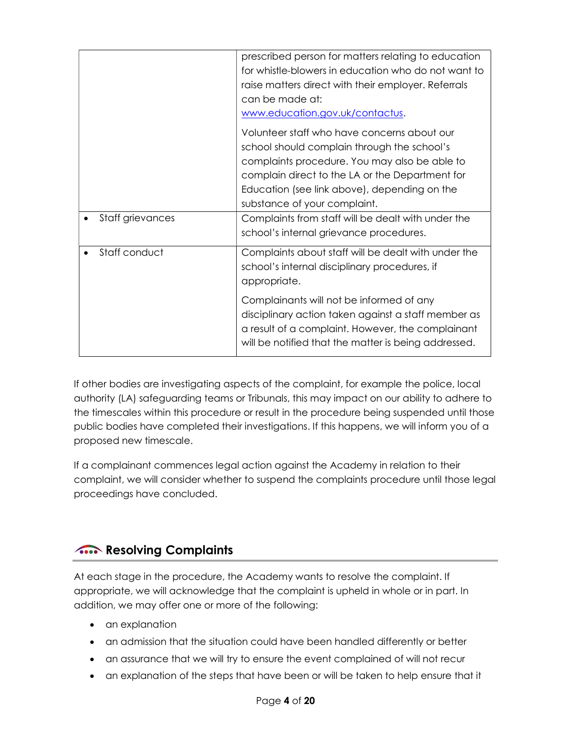| | |
|---|---|
| | prescribed person for matters relating to education for whistle-blowers in education who do not want to raise matters direct with their employer. Referrals can be made at: [www.education.gov.uk/contactus](www.education.gov.uk/contactus).<br><br>Volunteer staff who have concerns about our school should complain through the school's complaints procedure. You may also be able to complain direct to the LA or the Department for Education (see link above), depending on the substance of your complaint. |
| • Staff grievances | Complaints from staff will be dealt with under the school's internal grievance procedures. |
| • Staff conduct | Complaints about staff will be dealt with under the school's internal disciplinary procedures, if appropriate.<br><br>Complainants will not be informed of any disciplinary action taken against a staff member as a result of a complaint. However, the complainant will be notified that the matter is being addressed. |

If other bodies are investigating aspects of the complaint, for example the police, local authority (LA) safeguarding teams or Tribunals, this may impact on our ability to adhere to the timescales within this procedure or result in the procedure being suspended until those public bodies have completed their investigations. If this happens, we will inform you of a proposed new timescale.

If a complainant commences legal action against the Academy in relation to their complaint, we will consider whether to suspend the complaints procedure until those legal proceedings have concluded.

## Resolving Complaints

At each stage in the procedure, the Academy wants to resolve the complaint. If appropriate, we will acknowledge that the complaint is upheld in whole or in part. In addition, we may offer one or more of the following:

- an explanation
- an admission that the situation could have been handled differently or better
- an assurance that we will try to ensure the event complained of will not recur
- an explanation of the steps that have been or will be taken to help ensure that it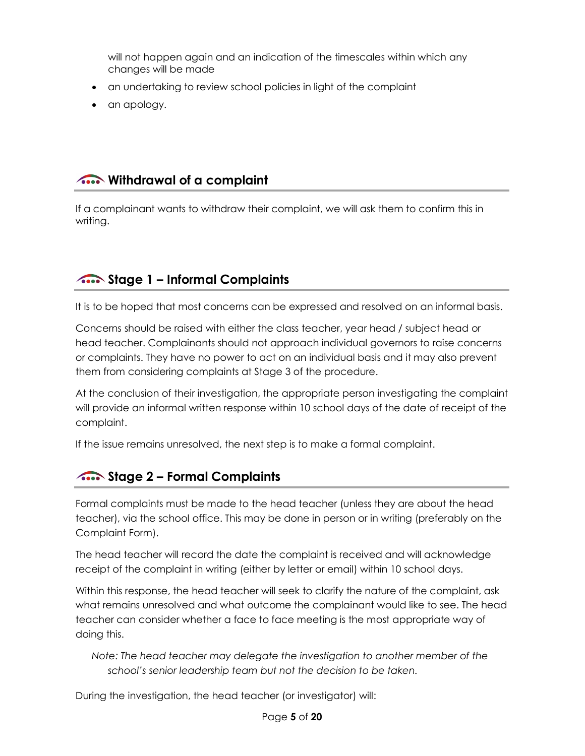will not happen again and an indication of the timescales within which any changes will be made

- an undertaking to review school policies in light of the complaint
- an apology.

## Withdrawal of a complaint

If a complainant wants to withdraw their complaint, we will ask them to confirm this in writing.

## Stage 1 – Informal Complaints

It is to be hoped that most concerns can be expressed and resolved on an informal basis.

Concerns should be raised with either the class teacher, year head / subject head or head teacher. Complainants should not approach individual governors to raise concerns or complaints. They have no power to act on an individual basis and it may also prevent them from considering complaints at Stage 3 of the procedure.

At the conclusion of their investigation, the appropriate person investigating the complaint will provide an informal written response within 10 school days of the date of receipt of the complaint.

If the issue remains unresolved, the next step is to make a formal complaint.

## Stage 2 – Formal Complaints

Formal complaints must be made to the head teacher (unless they are about the head teacher), via the school office. This may be done in person or in writing (preferably on the Complaint Form).

The head teacher will record the date the complaint is received and will acknowledge receipt of the complaint in writing (either by letter or email) within 10 school days.

Within this response, the head teacher will seek to clarify the nature of the complaint, ask what remains unresolved and what outcome the complainant would like to see. The head teacher can consider whether a face to face meeting is the most appropriate way of doing this.

*Note: The head teacher may delegate the investigation to another member of the school's senior leadership team but not the decision to be taken.*

During the investigation, the head teacher (or investigator) will: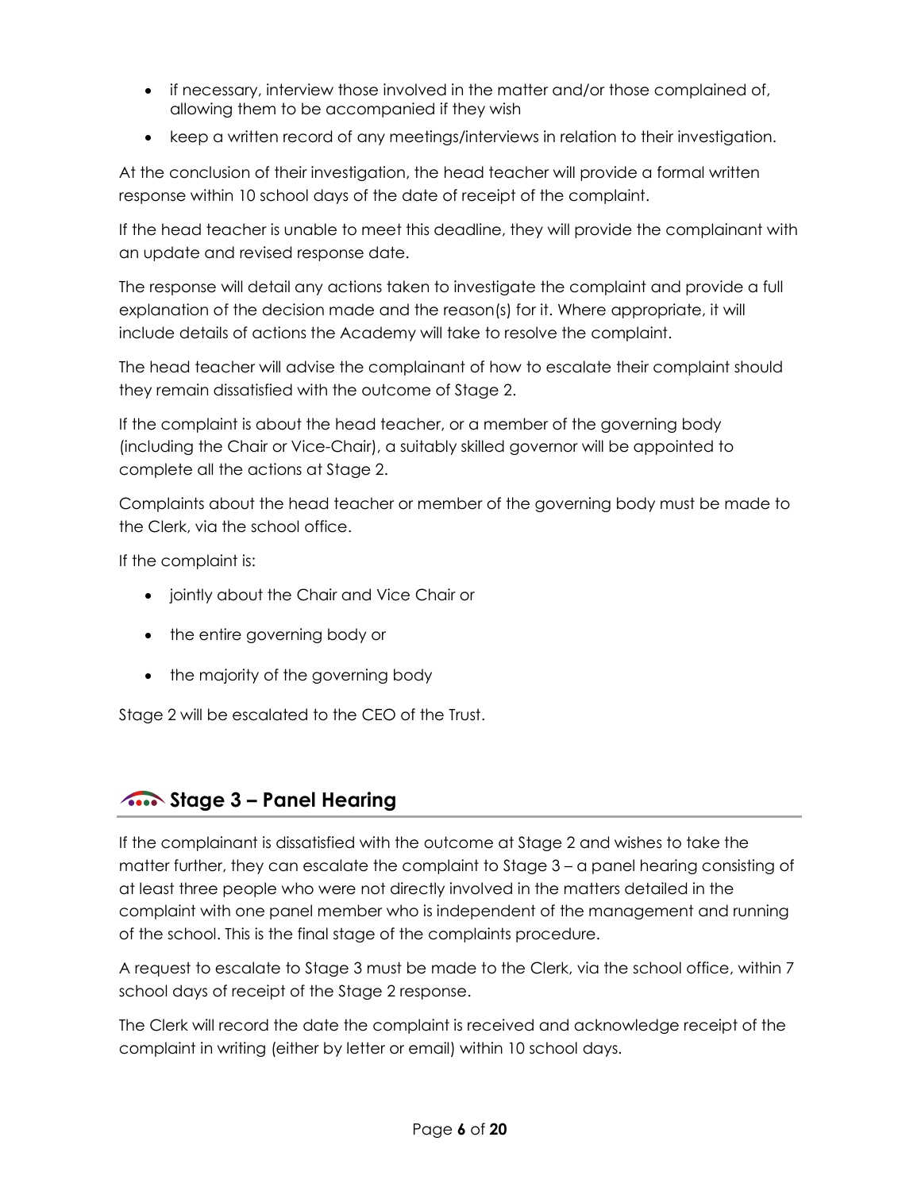- if necessary, interview those involved in the matter and/or those complained of, allowing them to be accompanied if they wish
- keep a written record of any meetings/interviews in relation to their investigation.

At the conclusion of their investigation, the head teacher will provide a formal written response within 10 school days of the date of receipt of the complaint.

If the head teacher is unable to meet this deadline, they will provide the complainant with an update and revised response date.

The response will detail any actions taken to investigate the complaint and provide a full explanation of the decision made and the reason(s) for it. Where appropriate, it will include details of actions the Academy will take to resolve the complaint.

The head teacher will advise the complainant of how to escalate their complaint should they remain dissatisfied with the outcome of Stage 2.

If the complaint is about the head teacher, or a member of the governing body (including the Chair or Vice-Chair), a suitably skilled governor will be appointed to complete all the actions at Stage 2.

Complaints about the head teacher or member of the governing body must be made to the Clerk, via the school office.

If the complaint is:

- jointly about the Chair and Vice Chair or
- the entire governing body or
- the majority of the governing body

Stage 2 will be escalated to the CEO of the Trust.

## Stage 3 – Panel Hearing

If the complainant is dissatisfied with the outcome at Stage 2 and wishes to take the matter further, they can escalate the complaint to Stage 3 – a panel hearing consisting of at least three people who were not directly involved in the matters detailed in the complaint with one panel member who is independent of the management and running of the school. This is the final stage of the complaints procedure.

A request to escalate to Stage 3 must be made to the Clerk, via the school office, within 7 school days of receipt of the Stage 2 response.

The Clerk will record the date the complaint is received and acknowledge receipt of the complaint in writing (either by letter or email) within 10 school days.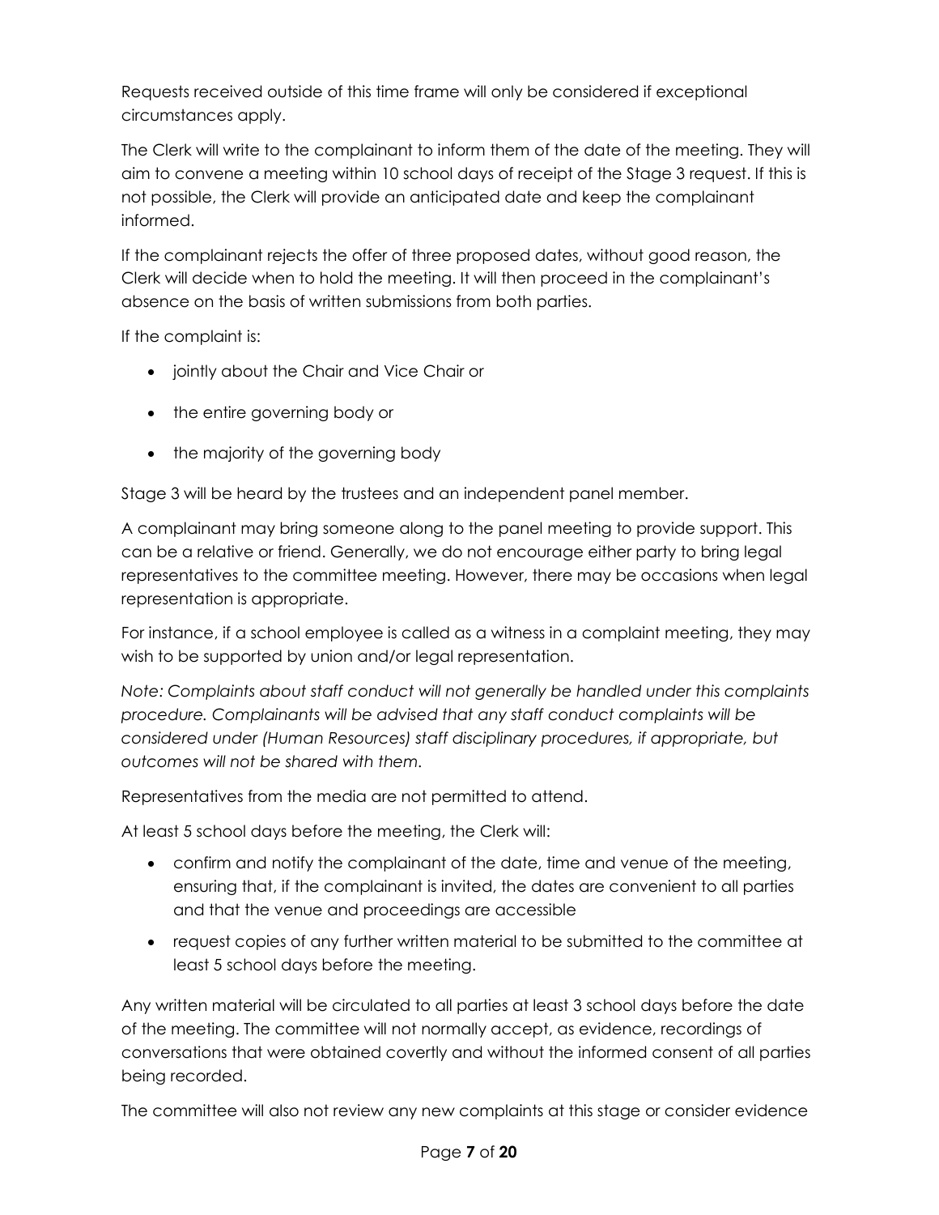Requests received outside of this time frame will only be considered if exceptional circumstances apply.

The Clerk will write to the complainant to inform them of the date of the meeting. They will aim to convene a meeting within 10 school days of receipt of the Stage 3 request. If this is not possible, the Clerk will provide an anticipated date and keep the complainant informed.

If the complainant rejects the offer of three proposed dates, without good reason, the Clerk will decide when to hold the meeting. It will then proceed in the complainant's absence on the basis of written submissions from both parties.

If the complaint is:

- jointly about the Chair and Vice Chair or
- the entire governing body or
- the majority of the governing body

Stage 3 will be heard by the trustees and an independent panel member.

A complainant may bring someone along to the panel meeting to provide support. This can be a relative or friend. Generally, we do not encourage either party to bring legal representatives to the committee meeting. However, there may be occasions when legal representation is appropriate.

For instance, if a school employee is called as a witness in a complaint meeting, they may wish to be supported by union and/or legal representation.

*Note: Complaints about staff conduct will not generally be handled under this complaints procedure. Complainants will be advised that any staff conduct complaints will be considered under (Human Resources) staff disciplinary procedures, if appropriate, but outcomes will not be shared with them.*

Representatives from the media are not permitted to attend.

At least 5 school days before the meeting, the Clerk will:

- confirm and notify the complainant of the date, time and venue of the meeting, ensuring that, if the complainant is invited, the dates are convenient to all parties and that the venue and proceedings are accessible
- request copies of any further written material to be submitted to the committee at least 5 school days before the meeting.

Any written material will be circulated to all parties at least 3 school days before the date of the meeting. The committee will not normally accept, as evidence, recordings of conversations that were obtained covertly and without the informed consent of all parties being recorded.

The committee will also not review any new complaints at this stage or consider evidence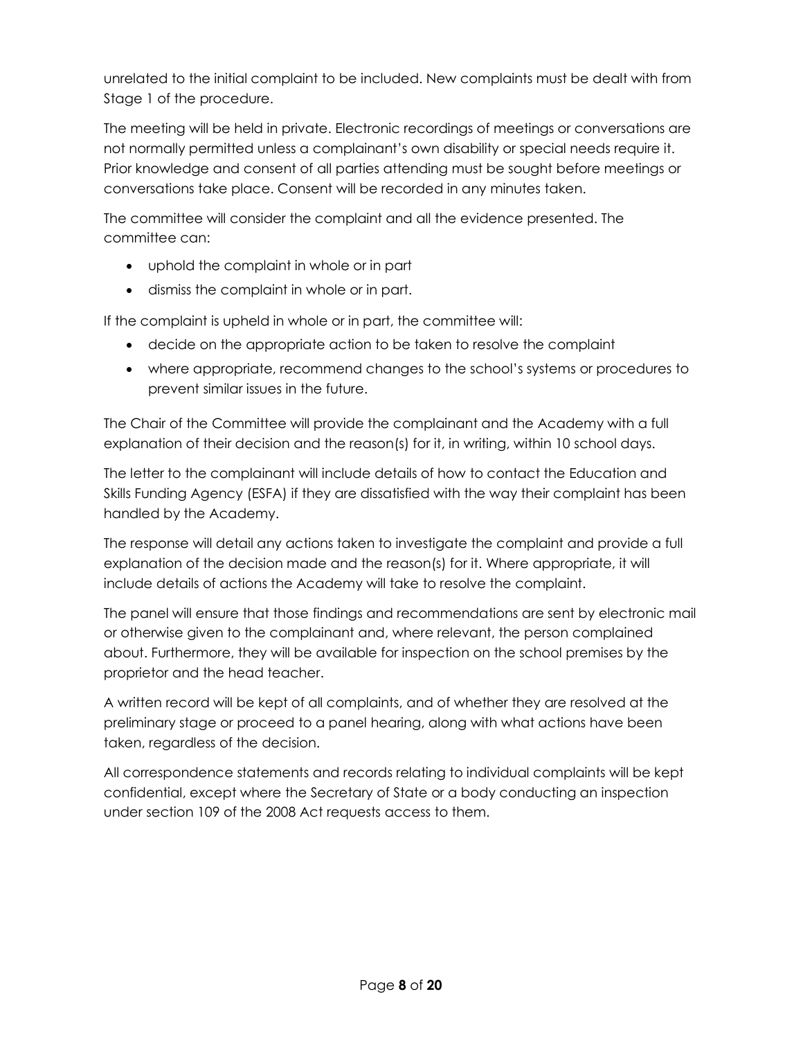unrelated to the initial complaint to be included. New complaints must be dealt with from Stage 1 of the procedure.

The meeting will be held in private. Electronic recordings of meetings or conversations are not normally permitted unless a complainant's own disability or special needs require it. Prior knowledge and consent of all parties attending must be sought before meetings or conversations take place. Consent will be recorded in any minutes taken.

The committee will consider the complaint and all the evidence presented. The committee can:

- uphold the complaint in whole or in part
- dismiss the complaint in whole or in part.

If the complaint is upheld in whole or in part, the committee will:

- decide on the appropriate action to be taken to resolve the complaint
- where appropriate, recommend changes to the school's systems or procedures to prevent similar issues in the future.

The Chair of the Committee will provide the complainant and the Academy with a full explanation of their decision and the reason(s) for it, in writing, within 10 school days.

The letter to the complainant will include details of how to contact the Education and Skills Funding Agency (ESFA) if they are dissatisfied with the way their complaint has been handled by the Academy.

The response will detail any actions taken to investigate the complaint and provide a full explanation of the decision made and the reason(s) for it. Where appropriate, it will include details of actions the Academy will take to resolve the complaint.

The panel will ensure that those findings and recommendations are sent by electronic mail or otherwise given to the complainant and, where relevant, the person complained about. Furthermore, they will be available for inspection on the school premises by the proprietor and the head teacher.

A written record will be kept of all complaints, and of whether they are resolved at the preliminary stage or proceed to a panel hearing, along with what actions have been taken, regardless of the decision.

All correspondence statements and records relating to individual complaints will be kept confidential, except where the Secretary of State or a body conducting an inspection under section 109 of the 2008 Act requests access to them.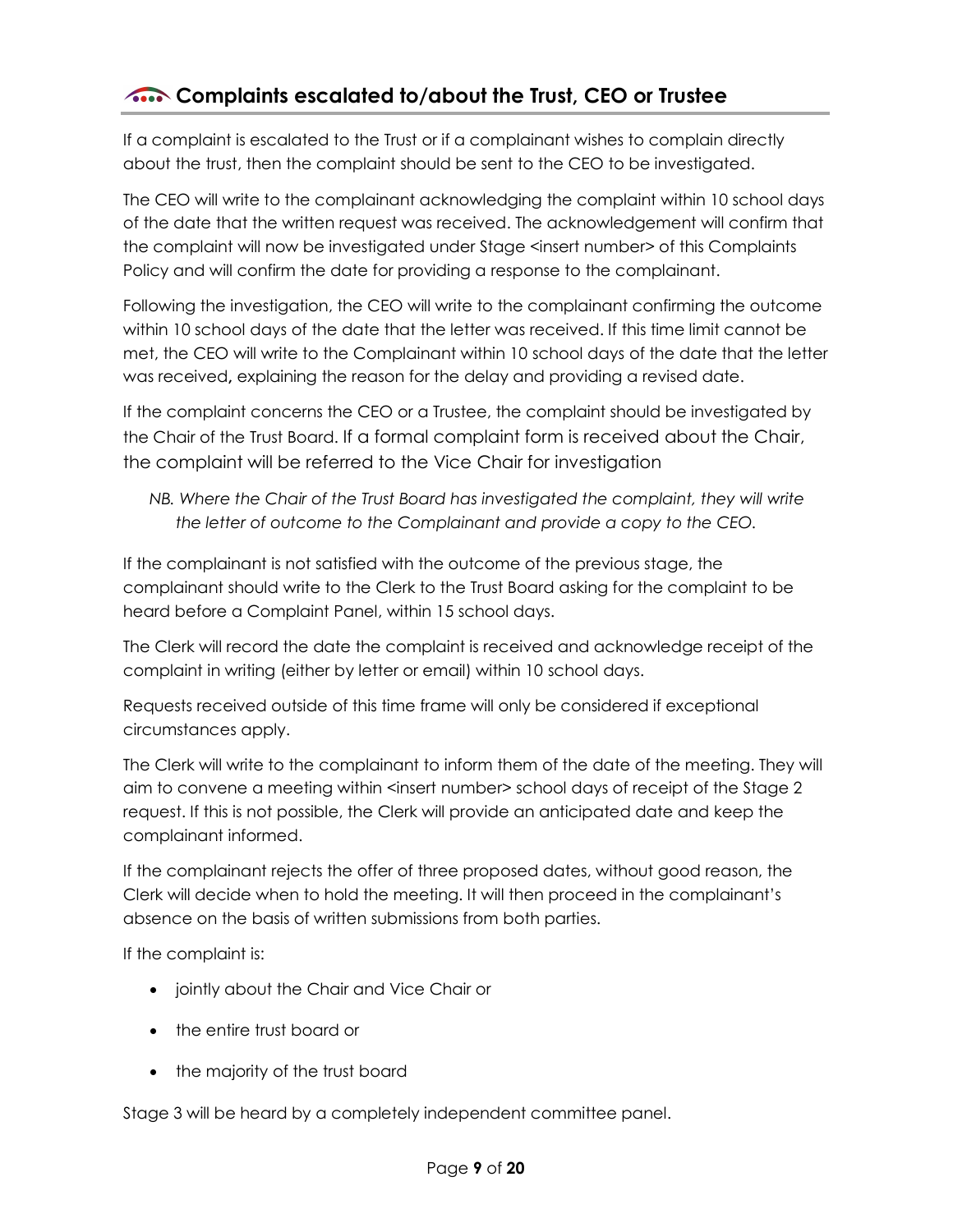## Complaints escalated to/about the Trust, CEO or Trustee

If a complaint is escalated to the Trust or if a complainant wishes to complain directly about the trust, then the complaint should be sent to the CEO to be investigated.

The CEO will write to the complainant acknowledging the complaint within 10 school days of the date that the written request was received. The acknowledgement will confirm that the complaint will now be investigated under Stage <insert number> of this Complaints Policy and will confirm the date for providing a response to the complainant.

Following the investigation, the CEO will write to the complainant confirming the outcome within 10 school days of the date that the letter was received. If this time limit cannot be met, the CEO will write to the Complainant within 10 school days of the date that the letter was received, explaining the reason for the delay and providing a revised date.

If the complaint concerns the CEO or a Trustee, the complaint should be investigated by the Chair of the Trust Board. If a formal complaint form is received about the Chair, the complaint will be referred to the Vice Chair for investigation

*NB. Where the Chair of the Trust Board has investigated the complaint, they will write the letter of outcome to the Complainant and provide a copy to the CEO.*

If the complainant is not satisfied with the outcome of the previous stage, the complainant should write to the Clerk to the Trust Board asking for the complaint to be heard before a Complaint Panel, within 15 school days.

The Clerk will record the date the complaint is received and acknowledge receipt of the complaint in writing (either by letter or email) within 10 school days.

Requests received outside of this time frame will only be considered if exceptional circumstances apply.

The Clerk will write to the complainant to inform them of the date of the meeting. They will aim to convene a meeting within <insert number> school days of receipt of the Stage 2 request. If this is not possible, the Clerk will provide an anticipated date and keep the complainant informed.

If the complainant rejects the offer of three proposed dates, without good reason, the Clerk will decide when to hold the meeting. It will then proceed in the complainant's absence on the basis of written submissions from both parties.

If the complaint is:

- jointly about the Chair and Vice Chair or
- the entire trust board or
- the majority of the trust board

Stage 3 will be heard by a completely independent committee panel.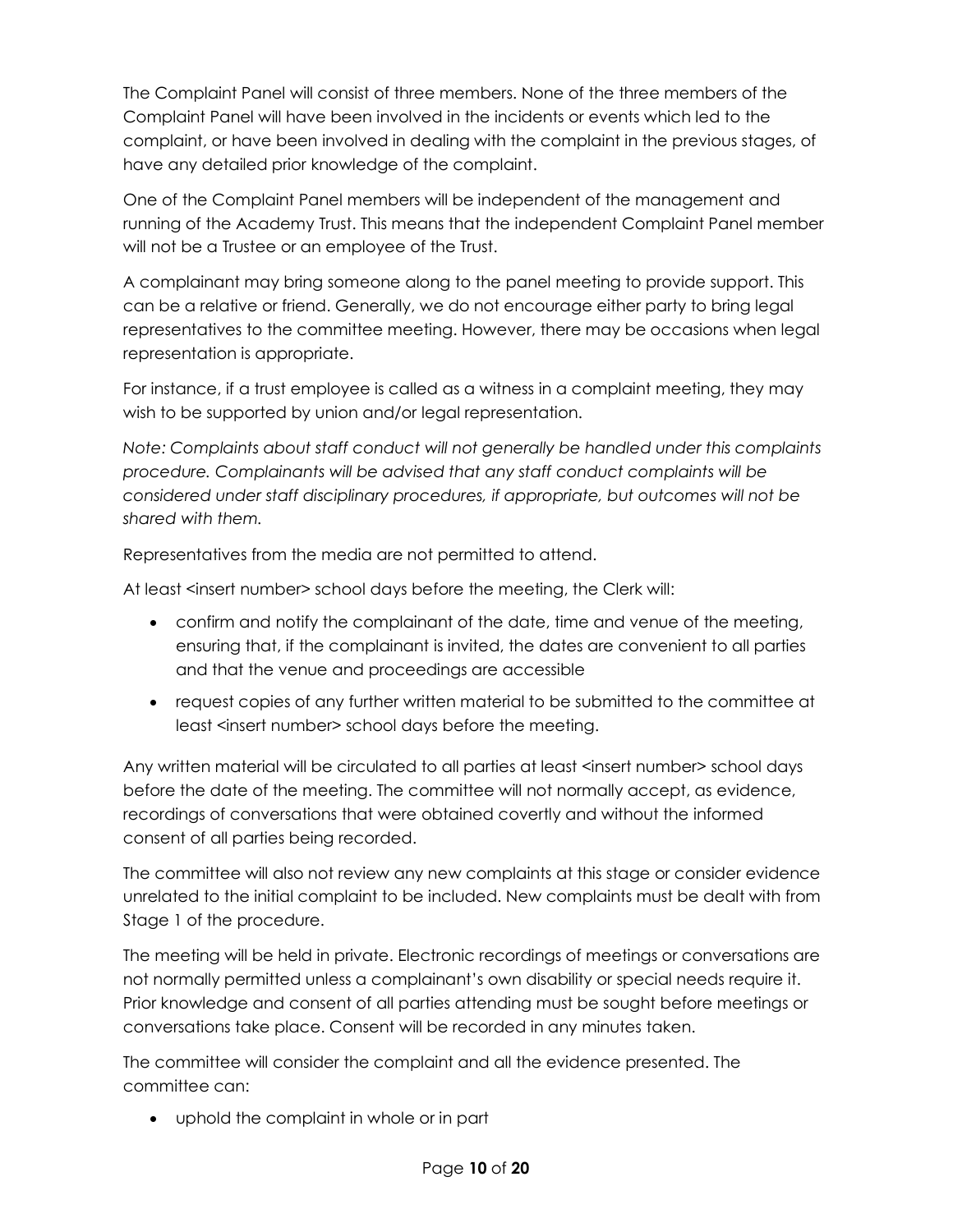The Complaint Panel will consist of three members. None of the three members of the Complaint Panel will have been involved in the incidents or events which led to the complaint, or have been involved in dealing with the complaint in the previous stages, of have any detailed prior knowledge of the complaint.

One of the Complaint Panel members will be independent of the management and running of the Academy Trust. This means that the independent Complaint Panel member will not be a Trustee or an employee of the Trust.

A complainant may bring someone along to the panel meeting to provide support. This can be a relative or friend. Generally, we do not encourage either party to bring legal representatives to the committee meeting. However, there may be occasions when legal representation is appropriate.

For instance, if a trust employee is called as a witness in a complaint meeting, they may wish to be supported by union and/or legal representation.

*Note: Complaints about staff conduct will not generally be handled under this complaints procedure. Complainants will be advised that any staff conduct complaints will be considered under staff disciplinary procedures, if appropriate, but outcomes will not be shared with them.*

Representatives from the media are not permitted to attend.

At least <insert number> school days before the meeting, the Clerk will:

- confirm and notify the complainant of the date, time and venue of the meeting, ensuring that, if the complainant is invited, the dates are convenient to all parties and that the venue and proceedings are accessible
- request copies of any further written material to be submitted to the committee at least <insert number> school days before the meeting.

Any written material will be circulated to all parties at least <insert number> school days before the date of the meeting. The committee will not normally accept, as evidence, recordings of conversations that were obtained covertly and without the informed consent of all parties being recorded.

The committee will also not review any new complaints at this stage or consider evidence unrelated to the initial complaint to be included. New complaints must be dealt with from Stage 1 of the procedure.

The meeting will be held in private. Electronic recordings of meetings or conversations are not normally permitted unless a complainant's own disability or special needs require it. Prior knowledge and consent of all parties attending must be sought before meetings or conversations take place. Consent will be recorded in any minutes taken.

The committee will consider the complaint and all the evidence presented. The committee can:

- uphold the complaint in whole or in part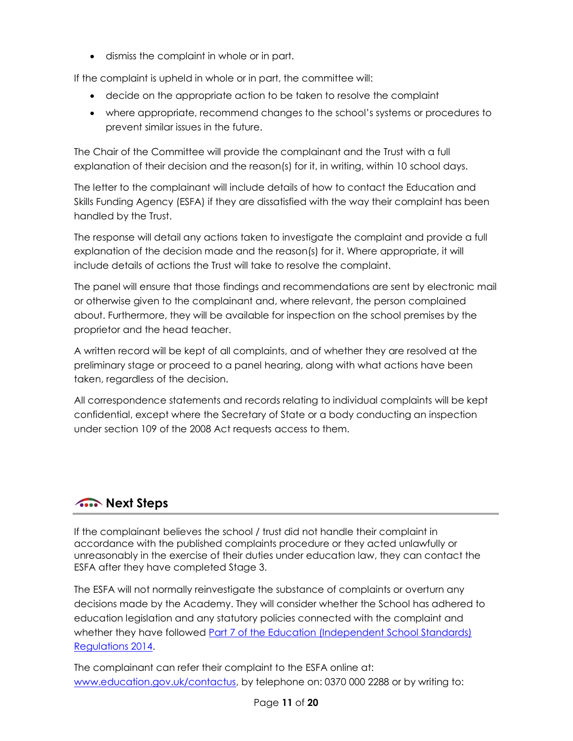- dismiss the complaint in whole or in part.

If the complaint is upheld in whole or in part, the committee will:

- decide on the appropriate action to be taken to resolve the complaint
- where appropriate, recommend changes to the school's systems or procedures to prevent similar issues in the future.

The Chair of the Committee will provide the complainant and the Trust with a full explanation of their decision and the reason(s) for it, in writing, within 10 school days.

The letter to the complainant will include details of how to contact the Education and Skills Funding Agency (ESFA) if they are dissatisfied with the way their complaint has been handled by the Trust.

The response will detail any actions taken to investigate the complaint and provide a full explanation of the decision made and the reason(s) for it. Where appropriate, it will include details of actions the Trust will take to resolve the complaint.

The panel will ensure that those findings and recommendations are sent by electronic mail or otherwise given to the complainant and, where relevant, the person complained about. Furthermore, they will be available for inspection on the school premises by the proprietor and the head teacher.

A written record will be kept of all complaints, and of whether they are resolved at the preliminary stage or proceed to a panel hearing, along with what actions have been taken, regardless of the decision.

All correspondence statements and records relating to individual complaints will be kept confidential, except where the Secretary of State or a body conducting an inspection under section 109 of the 2008 Act requests access to them.

## Next Steps

If the complainant believes the school / trust did not handle their complaint in accordance with the published complaints procedure or they acted unlawfully or unreasonably in the exercise of their duties under education law, they can contact the ESFA after they have completed Stage 3.

The ESFA will not normally reinvestigate the substance of complaints or overturn any decisions made by the Academy. They will consider whether the School has adhered to education legislation and any statutory policies connected with the complaint and whether they have followed Part 7 of the Education (Independent School Standards) Regulations 2014.

The complainant can refer their complaint to the ESFA online at: www.education.gov.uk/contactus, by telephone on: 0370 000 2288 or by writing to: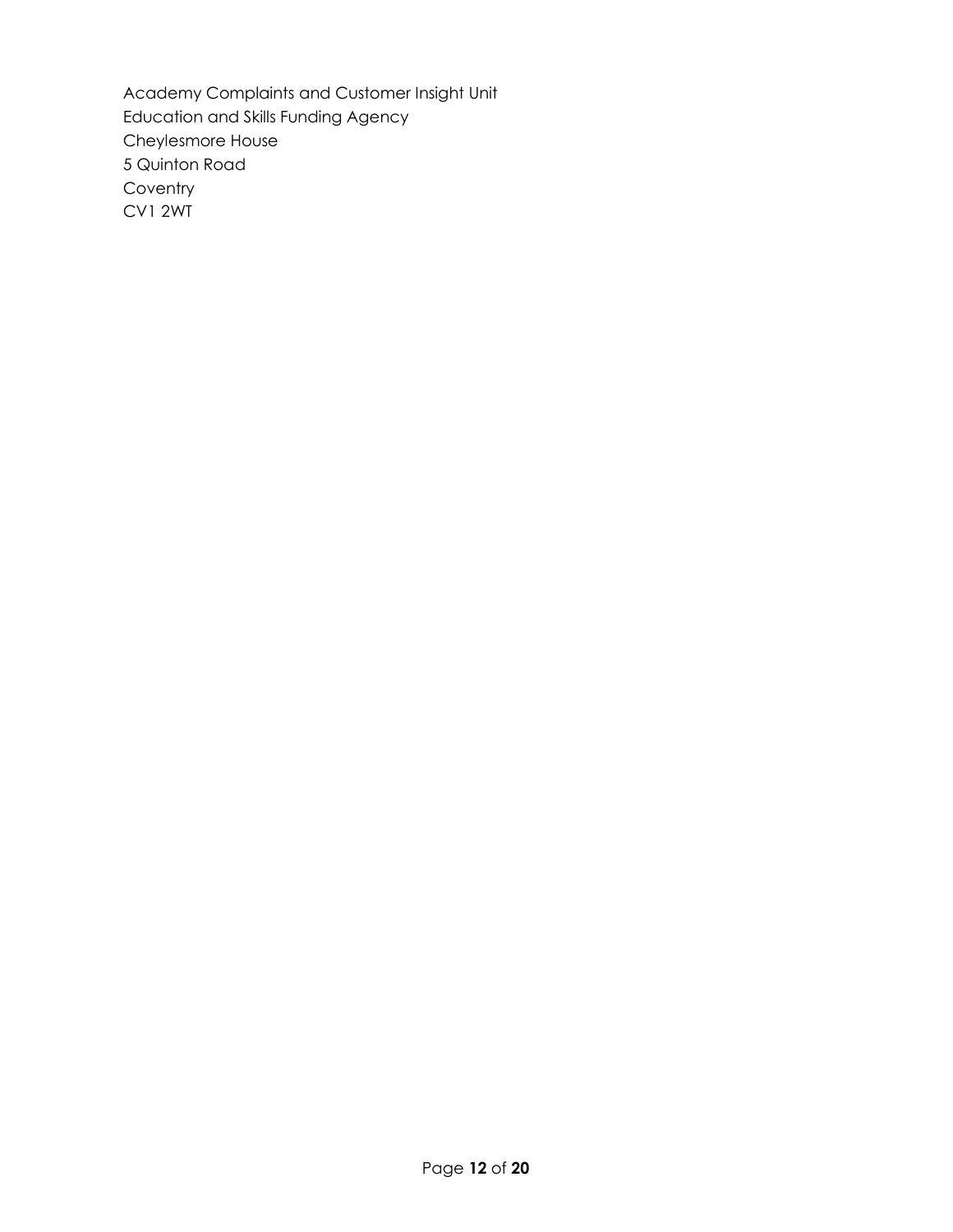Academy Complaints and Customer Insight Unit
Education and Skills Funding Agency
Cheylesmore House
5 Quinton Road
Coventry
CV1 2WT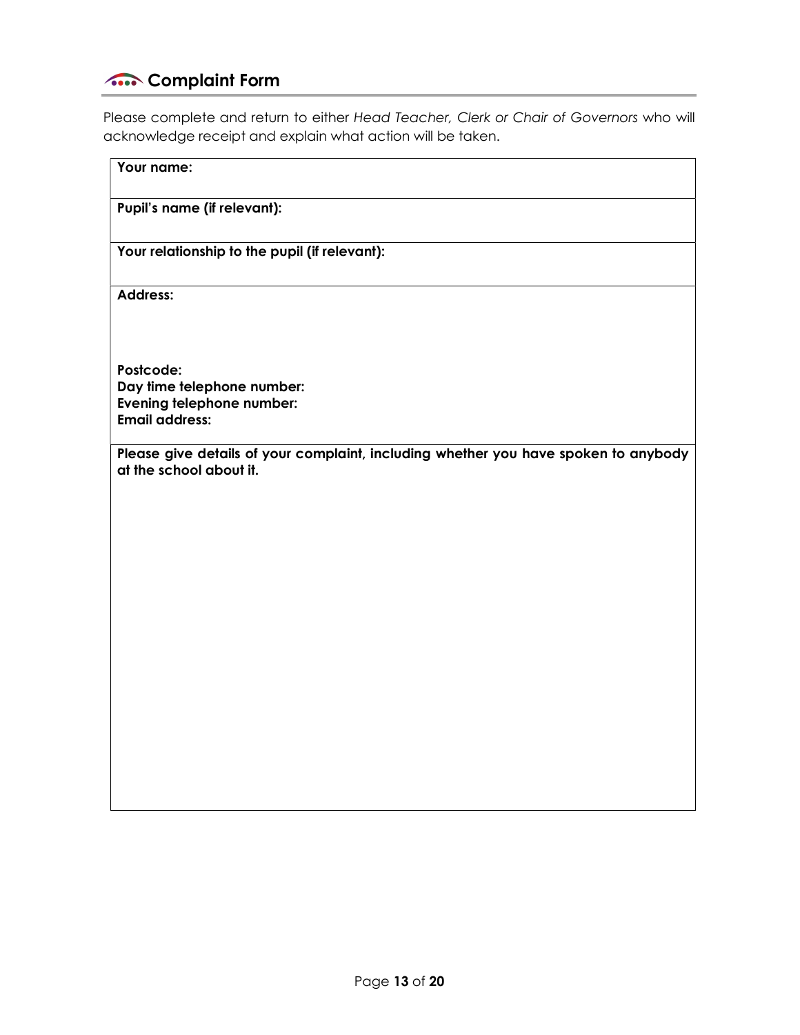## Complaint Form

Please complete and return to either *Head Teacher, Clerk or Chair of Governors* who will acknowledge receipt and explain what action will be taken.

| **Your name:** |
|---|
| **Pupil's name (if relevant):** |
| **Your relationship to the pupil (if relevant):** |
| **Address:**<br><br><br>**Postcode:**<br>**Day time telephone number:**<br>**Evening telephone number:**<br>**Email address:** |
| **Please give details of your complaint, including whether you have spoken to anybody at the school about it.** |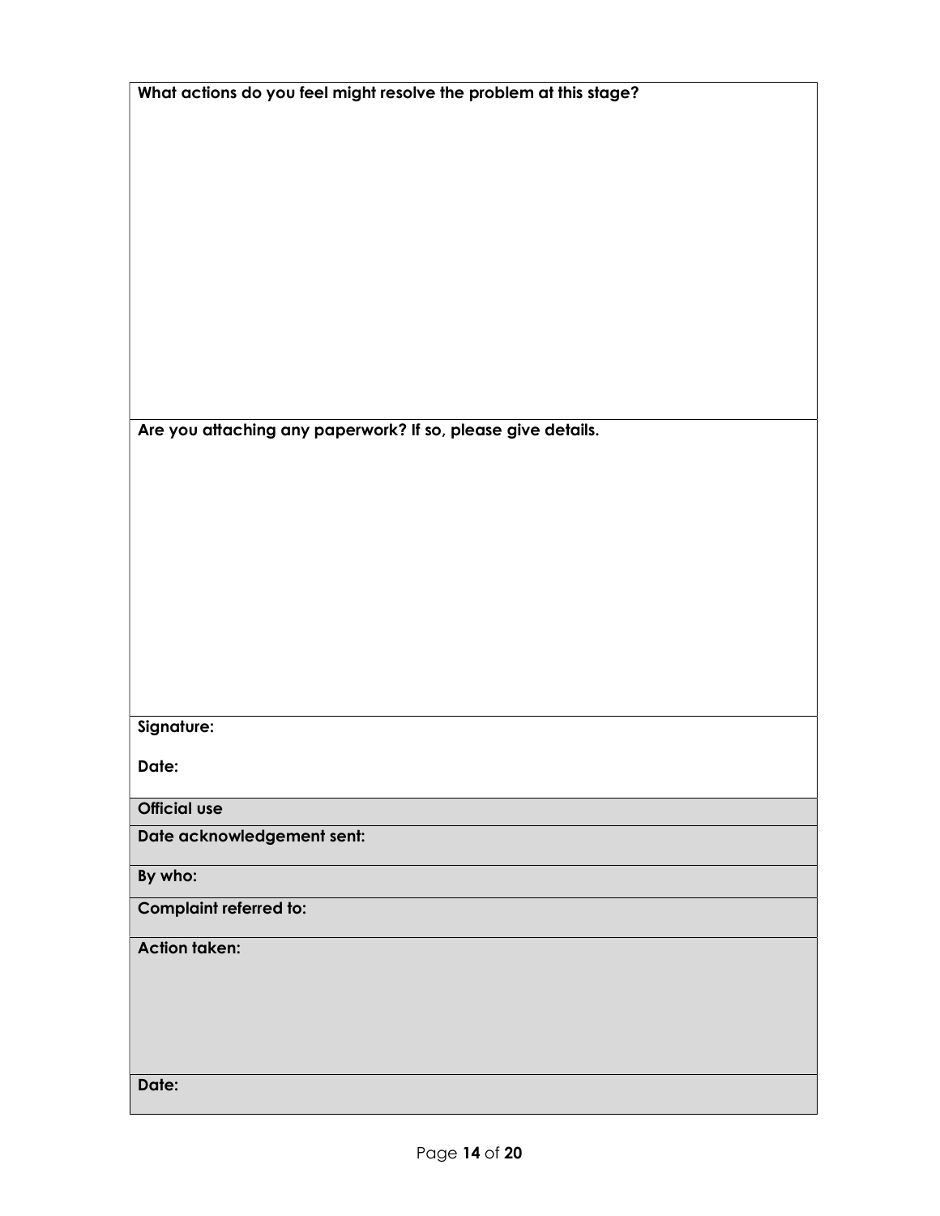| **What actions do you feel might resolve the problem at this stage?** |
| --- |
| |
| **Are you attaching any paperwork? If so, please give details.** |
| |
| **Signature:**<br><br>**Date:** |
| **Official use** |
| **Date acknowledgement sent:** |
| **By who:** |
| **Complaint referred to:** |
| **Action taken:** |
| **Date:** |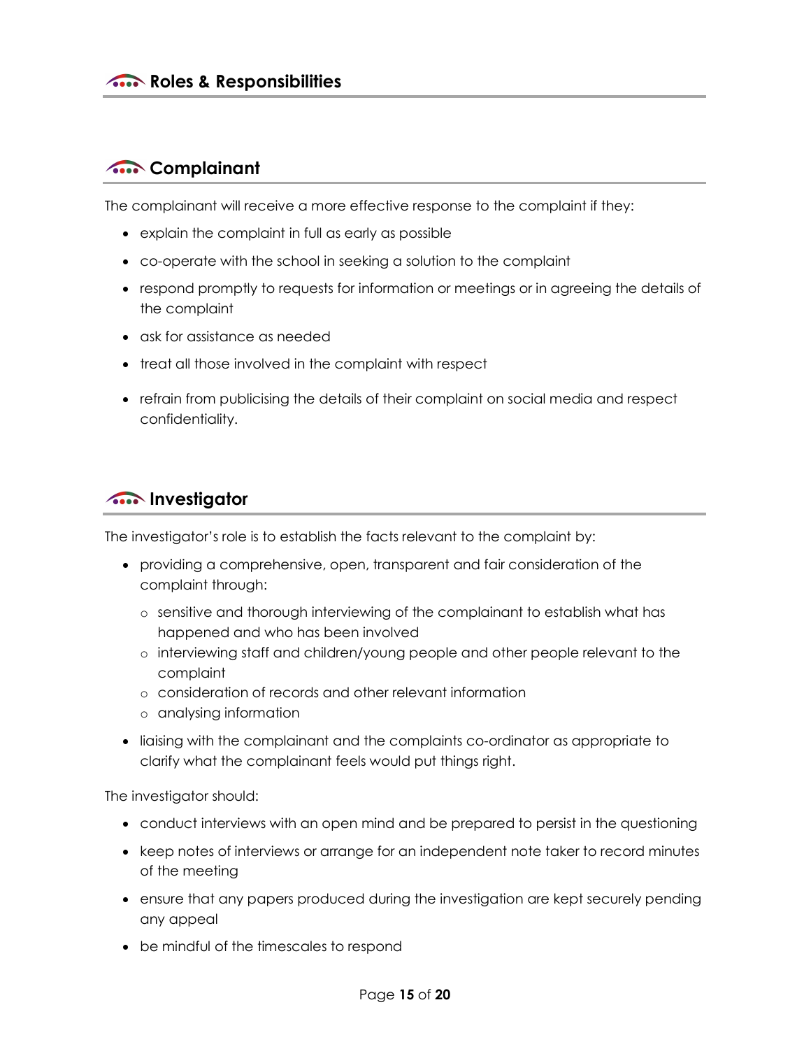## Roles & Responsibilities

### Complainant

The complainant will receive a more effective response to the complaint if they:

- explain the complaint in full as early as possible
- co-operate with the school in seeking a solution to the complaint
- respond promptly to requests for information or meetings or in agreeing the details of the complaint
- ask for assistance as needed
- treat all those involved in the complaint with respect
- refrain from publicising the details of their complaint on social media and respect confidentiality.

### Investigator

The investigator's role is to establish the facts relevant to the complaint by:

- providing a comprehensive, open, transparent and fair consideration of the complaint through:
  - sensitive and thorough interviewing of the complainant to establish what has happened and who has been involved
  - interviewing staff and children/young people and other people relevant to the complaint
  - consideration of records and other relevant information
  - analysing information
- liaising with the complainant and the complaints co-ordinator as appropriate to clarify what the complainant feels would put things right.

The investigator should:

- conduct interviews with an open mind and be prepared to persist in the questioning
- keep notes of interviews or arrange for an independent note taker to record minutes of the meeting
- ensure that any papers produced during the investigation are kept securely pending any appeal
- be mindful of the timescales to respond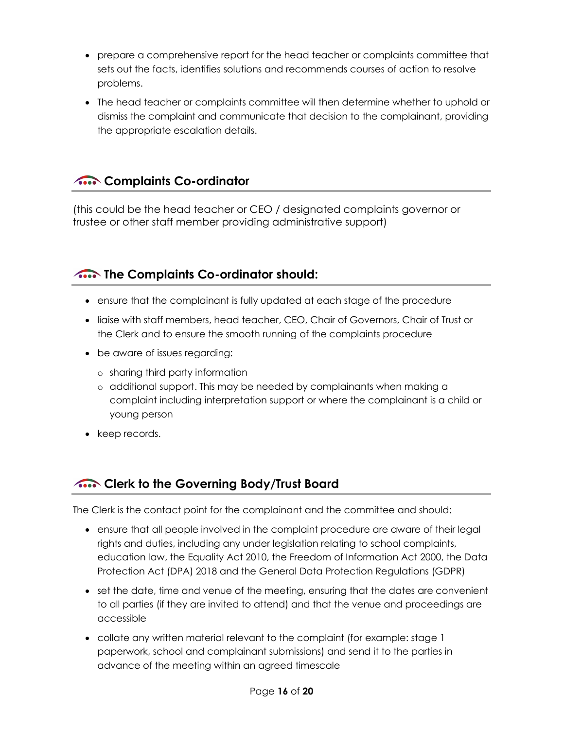- prepare a comprehensive report for the head teacher or complaints committee that sets out the facts, identifies solutions and recommends courses of action to resolve problems.
- The head teacher or complaints committee will then determine whether to uphold or dismiss the complaint and communicate that decision to the complainant, providing the appropriate escalation details.

## Complaints Co-ordinator

(this could be the head teacher or CEO / designated complaints governor or trustee or other staff member providing administrative support)

## The Complaints Co-ordinator should:

- ensure that the complainant is fully updated at each stage of the procedure
- liaise with staff members, head teacher, CEO, Chair of Governors, Chair of Trust or the Clerk and to ensure the smooth running of the complaints procedure
- be aware of issues regarding:
  - sharing third party information
  - additional support. This may be needed by complainants when making a complaint including interpretation support or where the complainant is a child or young person
- keep records.

## Clerk to the Governing Body/Trust Board

The Clerk is the contact point for the complainant and the committee and should:

- ensure that all people involved in the complaint procedure are aware of their legal rights and duties, including any under legislation relating to school complaints, education law, the Equality Act 2010, the Freedom of Information Act 2000, the Data Protection Act (DPA) 2018 and the General Data Protection Regulations (GDPR)
- set the date, time and venue of the meeting, ensuring that the dates are convenient to all parties (if they are invited to attend) and that the venue and proceedings are accessible
- collate any written material relevant to the complaint (for example: stage 1 paperwork, school and complainant submissions) and send it to the parties in advance of the meeting within an agreed timescale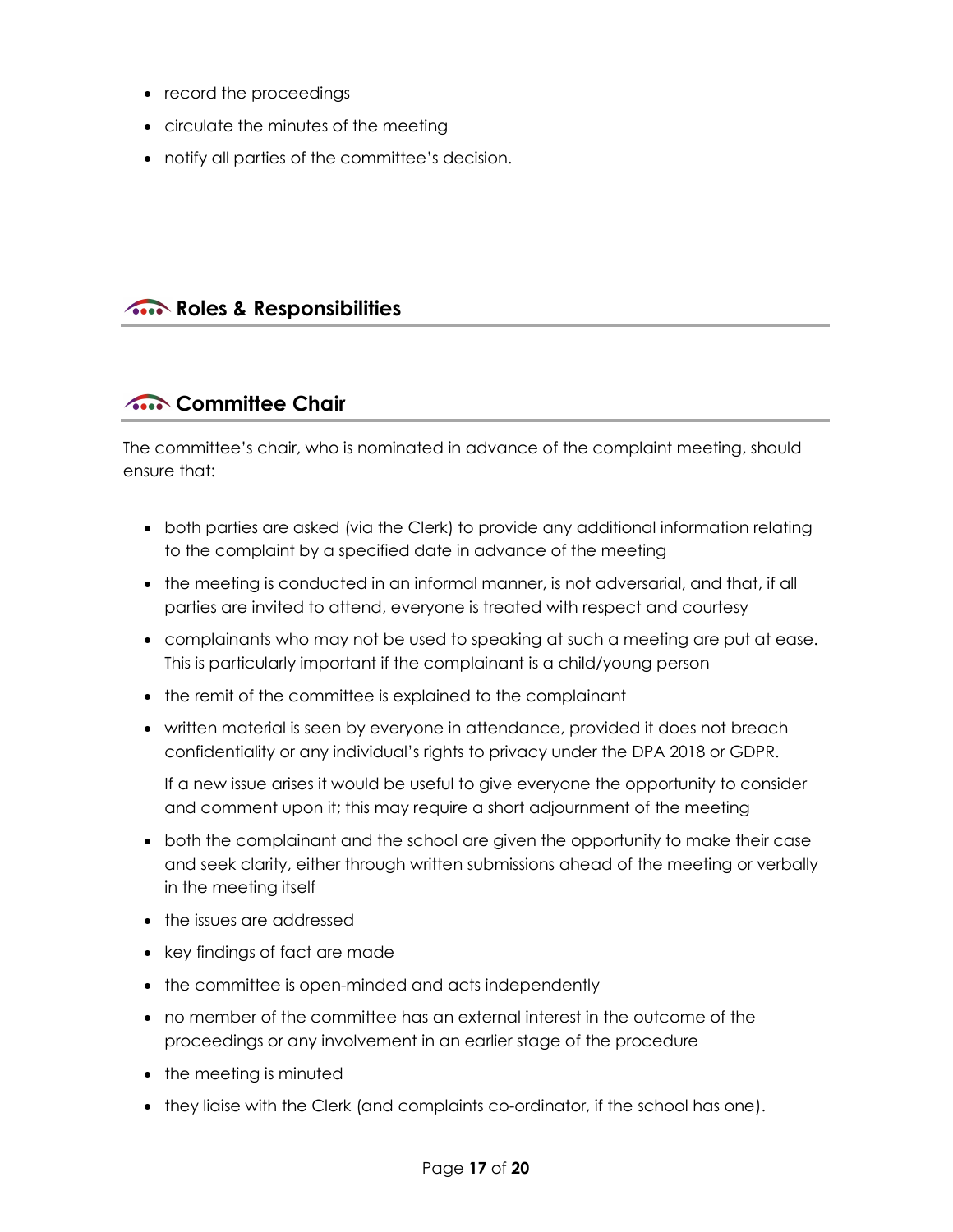- record the proceedings
- circulate the minutes of the meeting
- notify all parties of the committee's decision.

## Roles & Responsibilities

## Committee Chair

The committee's chair, who is nominated in advance of the complaint meeting, should ensure that:

- both parties are asked (via the Clerk) to provide any additional information relating to the complaint by a specified date in advance of the meeting
- the meeting is conducted in an informal manner, is not adversarial, and that, if all parties are invited to attend, everyone is treated with respect and courtesy
- complainants who may not be used to speaking at such a meeting are put at ease. This is particularly important if the complainant is a child/young person
- the remit of the committee is explained to the complainant
- written material is seen by everyone in attendance, provided it does not breach confidentiality or any individual's rights to privacy under the DPA 2018 or GDPR.

  If a new issue arises it would be useful to give everyone the opportunity to consider and comment upon it; this may require a short adjournment of the meeting
- both the complainant and the school are given the opportunity to make their case and seek clarity, either through written submissions ahead of the meeting or verbally in the meeting itself
- the issues are addressed
- key findings of fact are made
- the committee is open-minded and acts independently
- no member of the committee has an external interest in the outcome of the proceedings or any involvement in an earlier stage of the procedure
- the meeting is minuted
- they liaise with the Clerk (and complaints co-ordinator, if the school has one).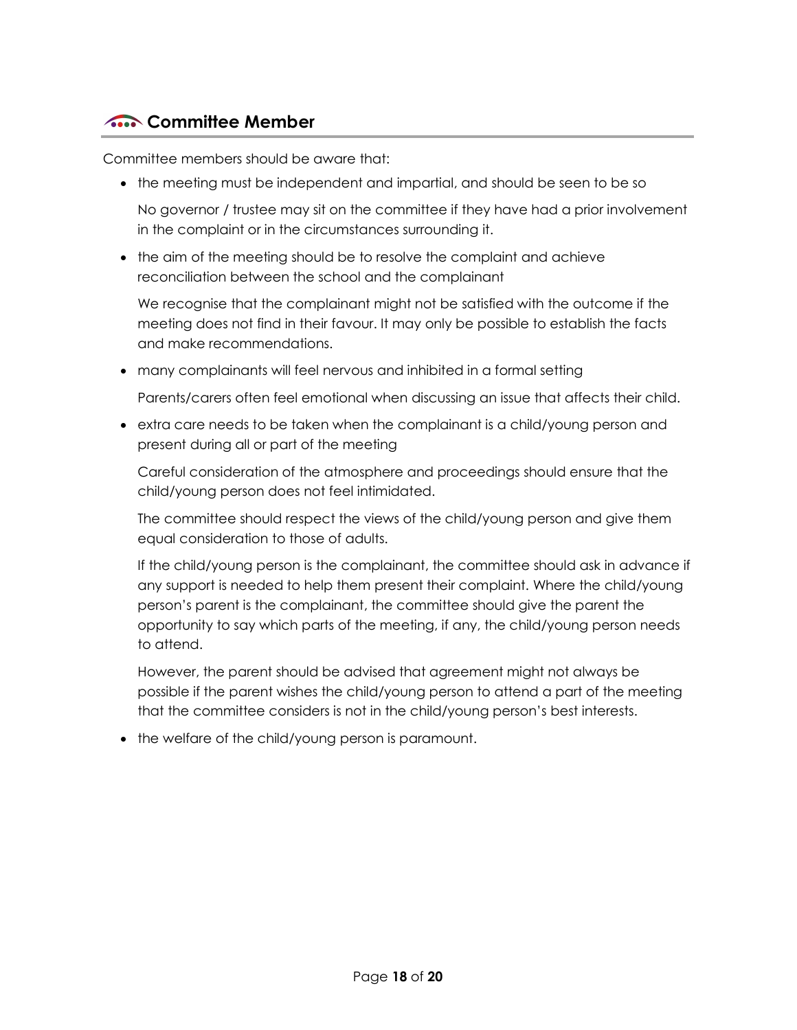## Committee Member

Committee members should be aware that:

- the meeting must be independent and impartial, and should be seen to be so

  No governor / trustee may sit on the committee if they have had a prior involvement in the complaint or in the circumstances surrounding it.

- the aim of the meeting should be to resolve the complaint and achieve reconciliation between the school and the complainant

  We recognise that the complainant might not be satisfied with the outcome if the meeting does not find in their favour. It may only be possible to establish the facts and make recommendations.

- many complainants will feel nervous and inhibited in a formal setting

  Parents/carers often feel emotional when discussing an issue that affects their child.

- extra care needs to be taken when the complainant is a child/young person and present during all or part of the meeting

  Careful consideration of the atmosphere and proceedings should ensure that the child/young person does not feel intimidated.

  The committee should respect the views of the child/young person and give them equal consideration to those of adults.

  If the child/young person is the complainant, the committee should ask in advance if any support is needed to help them present their complaint. Where the child/young person's parent is the complainant, the committee should give the parent the opportunity to say which parts of the meeting, if any, the child/young person needs to attend.

  However, the parent should be advised that agreement might not always be possible if the parent wishes the child/young person to attend a part of the meeting that the committee considers is not in the child/young person's best interests.

- the welfare of the child/young person is paramount.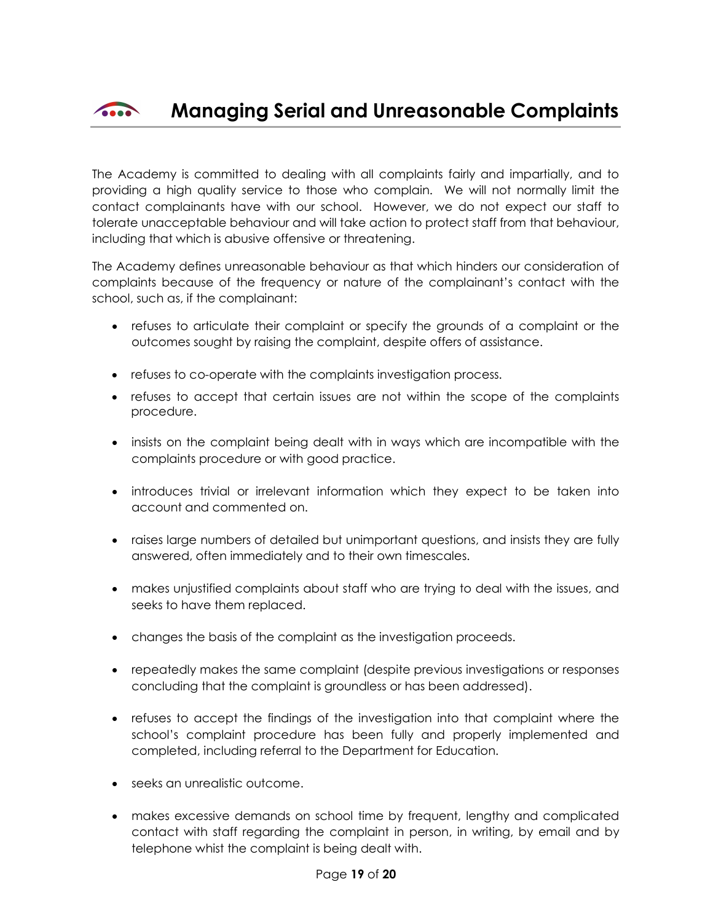# Managing Serial and Unreasonable Complaints

The Academy is committed to dealing with all complaints fairly and impartially, and to providing a high quality service to those who complain. We will not normally limit the contact complainants have with our school. However, we do not expect our staff to tolerate unacceptable behaviour and will take action to protect staff from that behaviour, including that which is abusive offensive or threatening.

The Academy defines unreasonable behaviour as that which hinders our consideration of complaints because of the frequency or nature of the complainant's contact with the school, such as, if the complainant:

- refuses to articulate their complaint or specify the grounds of a complaint or the outcomes sought by raising the complaint, despite offers of assistance.
- refuses to co-operate with the complaints investigation process.
- refuses to accept that certain issues are not within the scope of the complaints procedure.
- insists on the complaint being dealt with in ways which are incompatible with the complaints procedure or with good practice.
- introduces trivial or irrelevant information which they expect to be taken into account and commented on.
- raises large numbers of detailed but unimportant questions, and insists they are fully answered, often immediately and to their own timescales.
- makes unjustified complaints about staff who are trying to deal with the issues, and seeks to have them replaced.
- changes the basis of the complaint as the investigation proceeds.
- repeatedly makes the same complaint (despite previous investigations or responses concluding that the complaint is groundless or has been addressed).
- refuses to accept the findings of the investigation into that complaint where the school's complaint procedure has been fully and properly implemented and completed, including referral to the Department for Education.
- seeks an unrealistic outcome.
- makes excessive demands on school time by frequent, lengthy and complicated contact with staff regarding the complaint in person, in writing, by email and by telephone whist the complaint is being dealt with.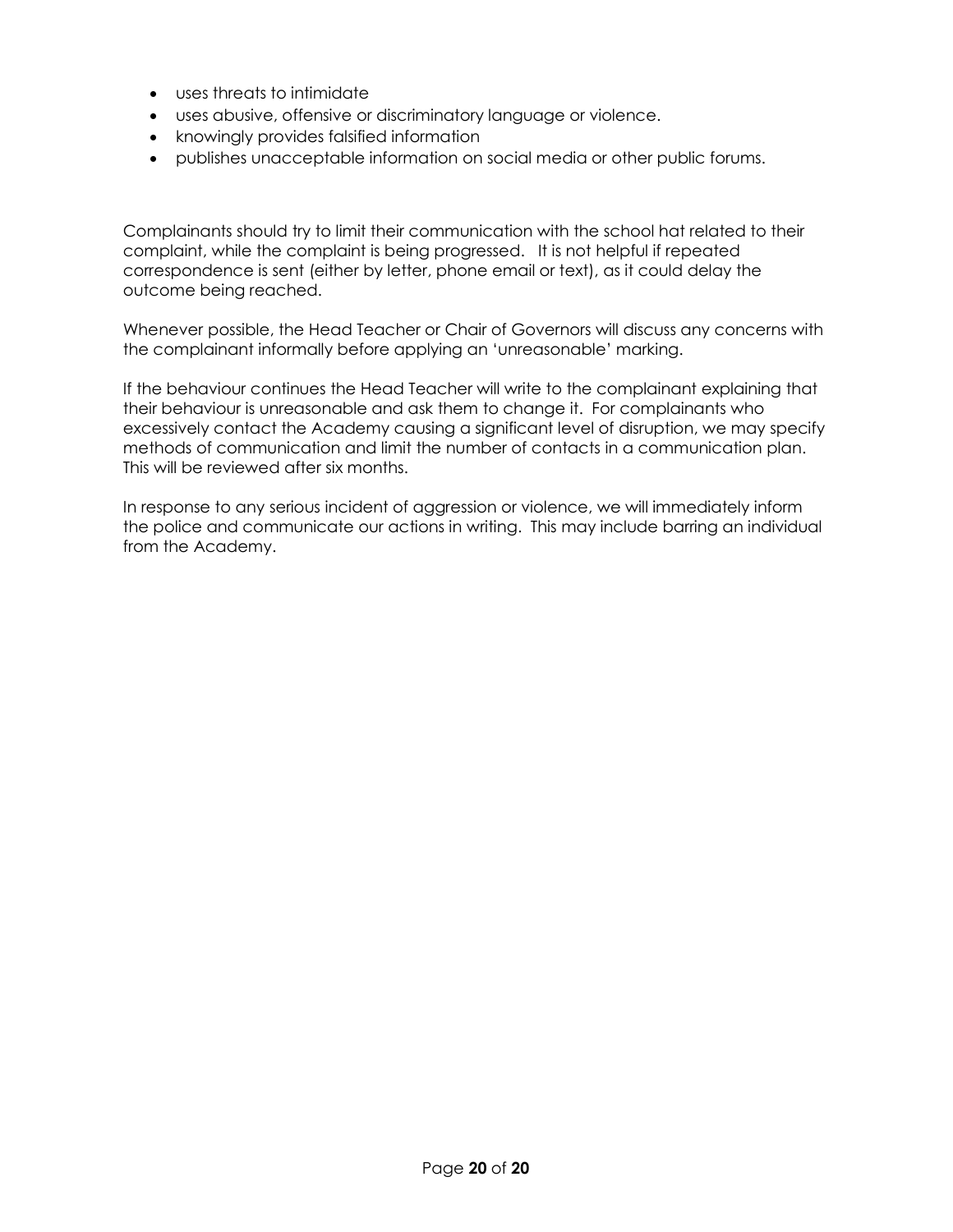- uses threats to intimidate
- uses abusive, offensive or discriminatory language or violence.
- knowingly provides falsified information
- publishes unacceptable information on social media or other public forums.

Complainants should try to limit their communication with the school hat related to their complaint, while the complaint is being progressed. It is not helpful if repeated correspondence is sent (either by letter, phone email or text), as it could delay the outcome being reached.

Whenever possible, the Head Teacher or Chair of Governors will discuss any concerns with the complainant informally before applying an 'unreasonable' marking.

If the behaviour continues the Head Teacher will write to the complainant explaining that their behaviour is unreasonable and ask them to change it. For complainants who excessively contact the Academy causing a significant level of disruption, we may specify methods of communication and limit the number of contacts in a communication plan. This will be reviewed after six months.

In response to any serious incident of aggression or violence, we will immediately inform the police and communicate our actions in writing. This may include barring an individual from the Academy.